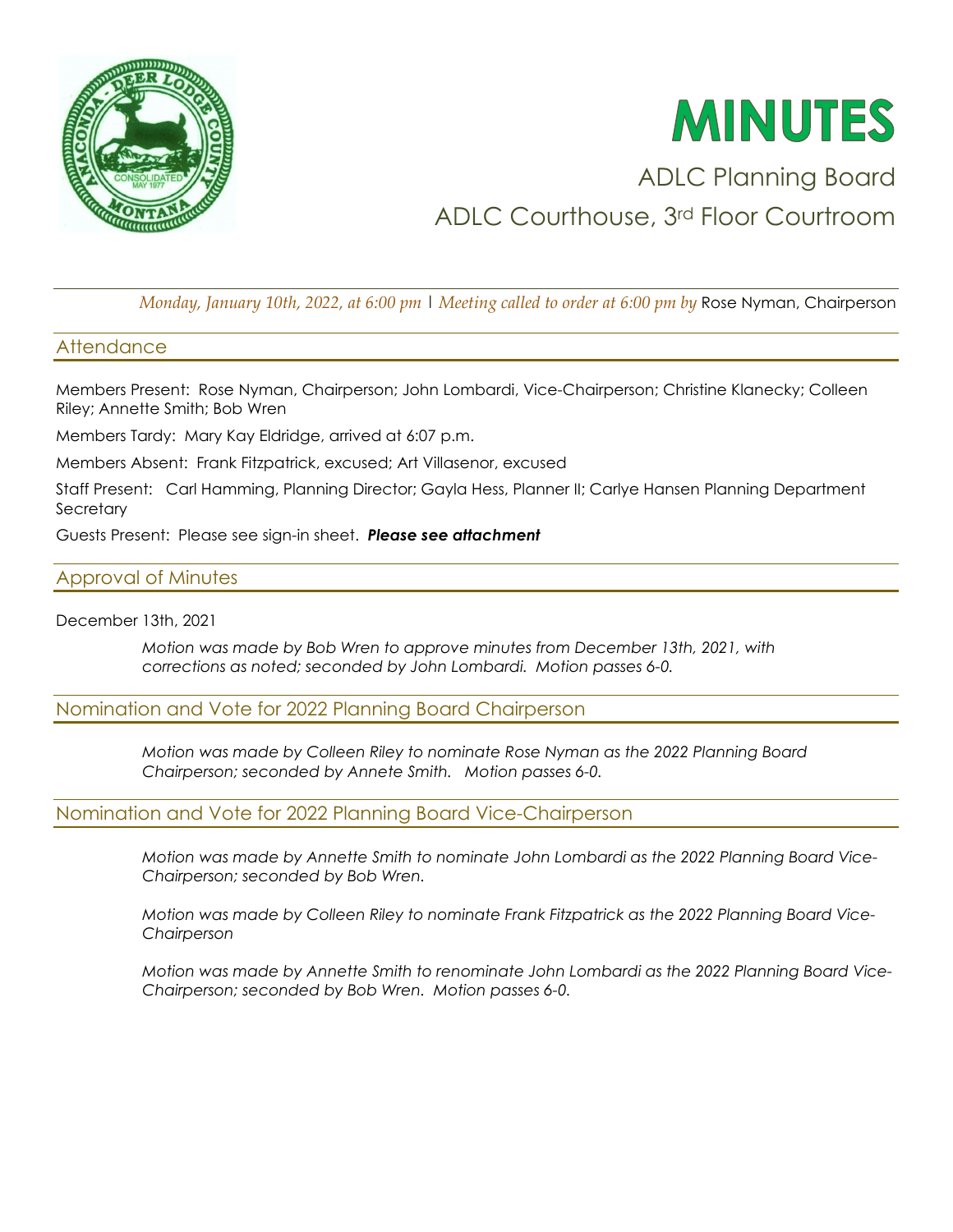# MINUTES

ADLC Planning Board

ADLC Courthouse, 3rd Floor Courtroom

*Monday, January 10th, 2022, at 6:00 pm* | *Meeting called to order at 6:00 pm by* Rose Nyman, Chairperson

## Attendance

Members Present: Rose Nyman, Chairperson; John Lombardi, Vice-Chairperson; Christine Klanecky; Colleen Riley; Annette Smith; Bob Wren

Members Tardy: Mary Kay Eldridge, arrived at 6:07 p.m.

Members Absent: Frank Fitzpatrick, excused; Art Villasenor, excused

Staff Present: Carl Hamming, Planning Director; Gayla Hess, Planner II; Carlye Hansen Planning Department Secretary

Guests Present: Please see sign-in sheet. ***Please see attachment***

## Approval of Minutes

December 13th, 2021

*Motion was made by Bob Wren to approve minutes from December 13th, 2021, with corrections as noted; seconded by John Lombardi. Motion passes 6-0.*

## Nomination and Vote for 2022 Planning Board Chairperson

*Motion was made by Colleen Riley to nominate Rose Nyman as the 2022 Planning Board Chairperson; seconded by Annete Smith. Motion passes 6-0.*

## Nomination and Vote for 2022 Planning Board Vice-Chairperson

*Motion was made by Annette Smith to nominate John Lombardi as the 2022 Planning Board Vice-Chairperson; seconded by Bob Wren.*

*Motion was made by Colleen Riley to nominate Frank Fitzpatrick as the 2022 Planning Board Vice-Chairperson*

*Motion was made by Annette Smith to renominate John Lombardi as the 2022 Planning Board Vice-Chairperson; seconded by Bob Wren. Motion passes 6-0.*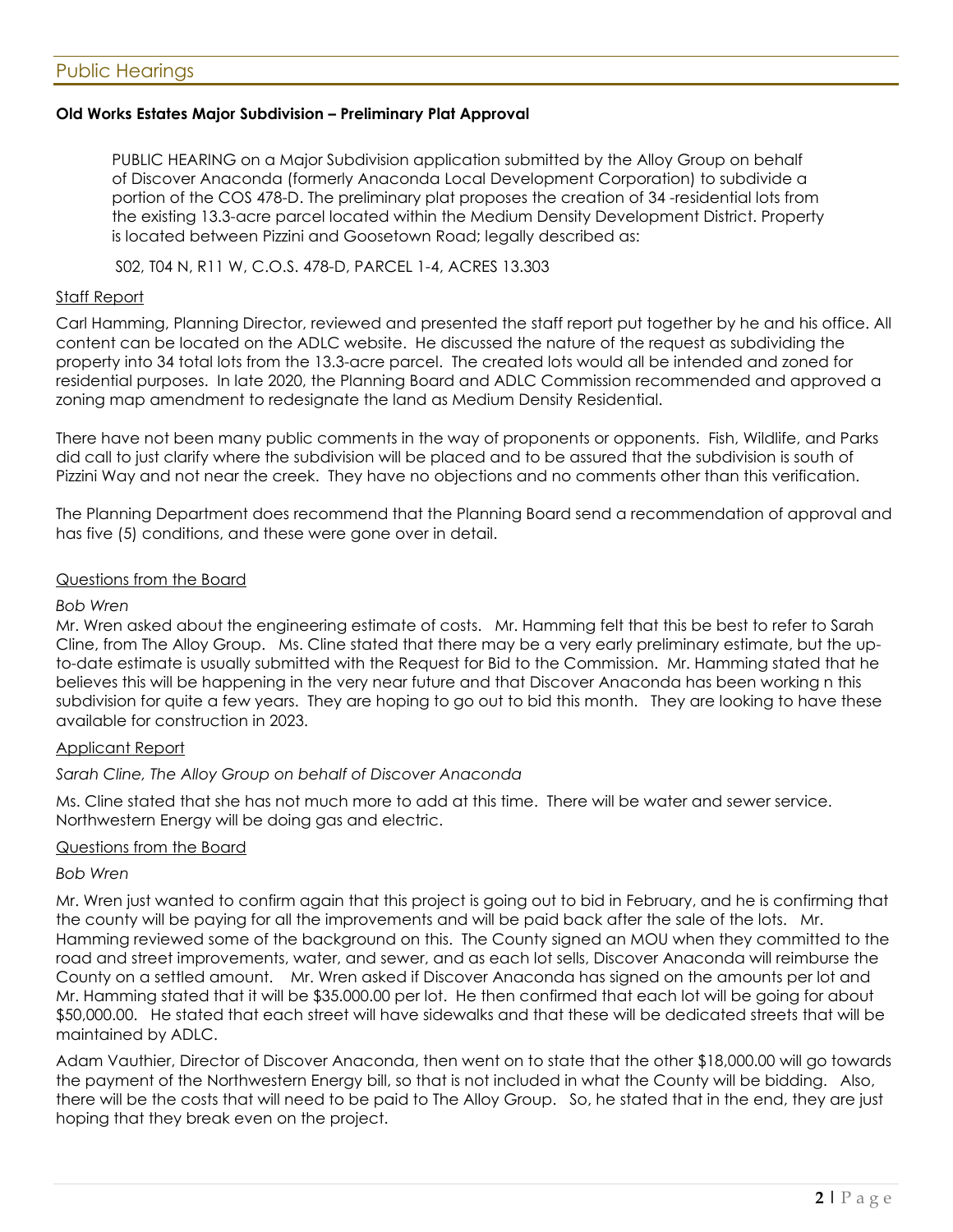## Public Hearings

**Old Works Estates Major Subdivision – Preliminary Plat Approval**

PUBLIC HEARING on a Major Subdivision application submitted by the Alloy Group on behalf of Discover Anaconda (formerly Anaconda Local Development Corporation) to subdivide a portion of the COS 478-D. The preliminary plat proposes the creation of 34 -residential lots from the existing 13.3-acre parcel located within the Medium Density Development District. Property is located between Pizzini and Goosetown Road; legally described as:

S02, T04 N, R11 W, C.O.S. 478-D, PARCEL 1-4, ACRES 13.303

<u>Staff Report</u>

Carl Hamming, Planning Director, reviewed and presented the staff report put together by he and his office. All content can be located on the ADLC website. He discussed the nature of the request as subdividing the property into 34 total lots from the 13.3-acre parcel. The created lots would all be intended and zoned for residential purposes. In late 2020, the Planning Board and ADLC Commission recommended and approved a zoning map amendment to redesignate the land as Medium Density Residential.

There have not been many public comments in the way of proponents or opponents. Fish, Wildlife, and Parks did call to just clarify where the subdivision will be placed and to be assured that the subdivision is south of Pizzini Way and not near the creek. They have no objections and no comments other than this verification.

The Planning Department does recommend that the Planning Board send a recommendation of approval and has five (5) conditions, and these were gone over in detail.

<u>Questions from the Board</u>

*Bob Wren*

Mr. Wren asked about the engineering estimate of costs. Mr. Hamming felt that this be best to refer to Sarah Cline, from The Alloy Group. Ms. Cline stated that there may be a very early preliminary estimate, but the up-to-date estimate is usually submitted with the Request for Bid to the Commission. Mr. Hamming stated that he believes this will be happening in the very near future and that Discover Anaconda has been working n this subdivision for quite a few years. They are hoping to go out to bid this month. They are looking to have these available for construction in 2023.

<u>Applicant Report</u>

*Sarah Cline, The Alloy Group on behalf of Discover Anaconda*

Ms. Cline stated that she has not much more to add at this time. There will be water and sewer service. Northwestern Energy will be doing gas and electric.

<u>Questions from the Board</u>

*Bob Wren*

Mr. Wren just wanted to confirm again that this project is going out to bid in February, and he is confirming that the county will be paying for all the improvements and will be paid back after the sale of the lots. Mr. Hamming reviewed some of the background on this. The County signed an MOU when they committed to the road and street improvements, water, and sewer, and as each lot sells, Discover Anaconda will reimburse the County on a settled amount. Mr. Wren asked if Discover Anaconda has signed on the amounts per lot and Mr. Hamming stated that it will be $35.000.00 per lot. He then confirmed that each lot will be going for about $50,000.00. He stated that each street will have sidewalks and that these will be dedicated streets that will be maintained by ADLC.

Adam Vauthier, Director of Discover Anaconda, then went on to state that the other $18,000.00 will go towards the payment of the Northwestern Energy bill, so that is not included in what the County will be bidding. Also, there will be the costs that will need to be paid to The Alloy Group. So, he stated that in the end, they are just hoping that they break even on the project.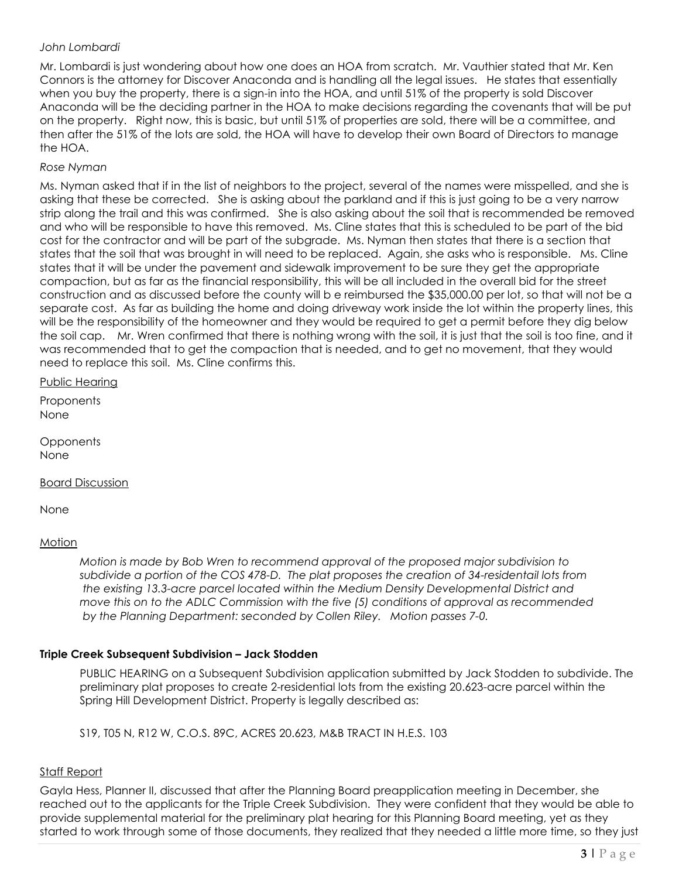*John Lombardi*

Mr. Lombardi is just wondering about how one does an HOA from scratch. Mr. Vauthier stated that Mr. Ken Connors is the attorney for Discover Anaconda and is handling all the legal issues. He states that essentially when you buy the property, there is a sign-in into the HOA, and until 51% of the property is sold Discover Anaconda will be the deciding partner in the HOA to make decisions regarding the covenants that will be put on the property. Right now, this is basic, but until 51% of properties are sold, there will be a committee, and then after the 51% of the lots are sold, the HOA will have to develop their own Board of Directors to manage the HOA.

*Rose Nyman*

Ms. Nyman asked that if in the list of neighbors to the project, several of the names were misspelled, and she is asking that these be corrected. She is asking about the parkland and if this is just going to be a very narrow strip along the trail and this was confirmed. She is also asking about the soil that is recommended be removed and who will be responsible to have this removed. Ms. Cline states that this is scheduled to be part of the bid cost for the contractor and will be part of the subgrade. Ms. Nyman then states that there is a section that states that the soil that was brought in will need to be replaced. Again, she asks who is responsible. Ms. Cline states that it will be under the pavement and sidewalk improvement to be sure they get the appropriate compaction, but as far as the financial responsibility, this will be all included in the overall bid for the street construction and as discussed before the county will b e reimbursed the $35,000.00 per lot, so that will not be a separate cost. As far as building the home and doing driveway work inside the lot within the property lines, this will be the responsibility of the homeowner and they would be required to get a permit before they dig below the soil cap. Mr. Wren confirmed that there is nothing wrong with the soil, it is just that the soil is too fine, and it was recommended that to get the compaction that is needed, and to get no movement, that they would need to replace this soil. Ms. Cline confirms this.

Public Hearing

Proponents
None

Opponents
None

Board Discussion

None

Motion

*Motion is made by Bob Wren to recommend approval of the proposed major subdivision to subdivide a portion of the COS 478-D. The plat proposes the creation of 34-residentail lots from the existing 13.3-acre parcel located within the Medium Density Developmental District and move this on to the ADLC Commission with the five (5) conditions of approval as recommended by the Planning Department: seconded by Collen Riley. Motion passes 7-0.*

**Triple Creek Subsequent Subdivision – Jack Stodden**

PUBLIC HEARING on a Subsequent Subdivision application submitted by Jack Stodden to subdivide. The preliminary plat proposes to create 2-residential lots from the existing 20.623-acre parcel within the Spring Hill Development District. Property is legally described as:

S19, T05 N, R12 W, C.O.S. 89C, ACRES 20.623, M&B TRACT IN H.E.S. 103

Staff Report

Gayla Hess, Planner II, discussed that after the Planning Board preapplication meeting in December, she reached out to the applicants for the Triple Creek Subdivision. They were confident that they would be able to provide supplemental material for the preliminary plat hearing for this Planning Board meeting, yet as they started to work through some of those documents, they realized that they needed a little more time, so they just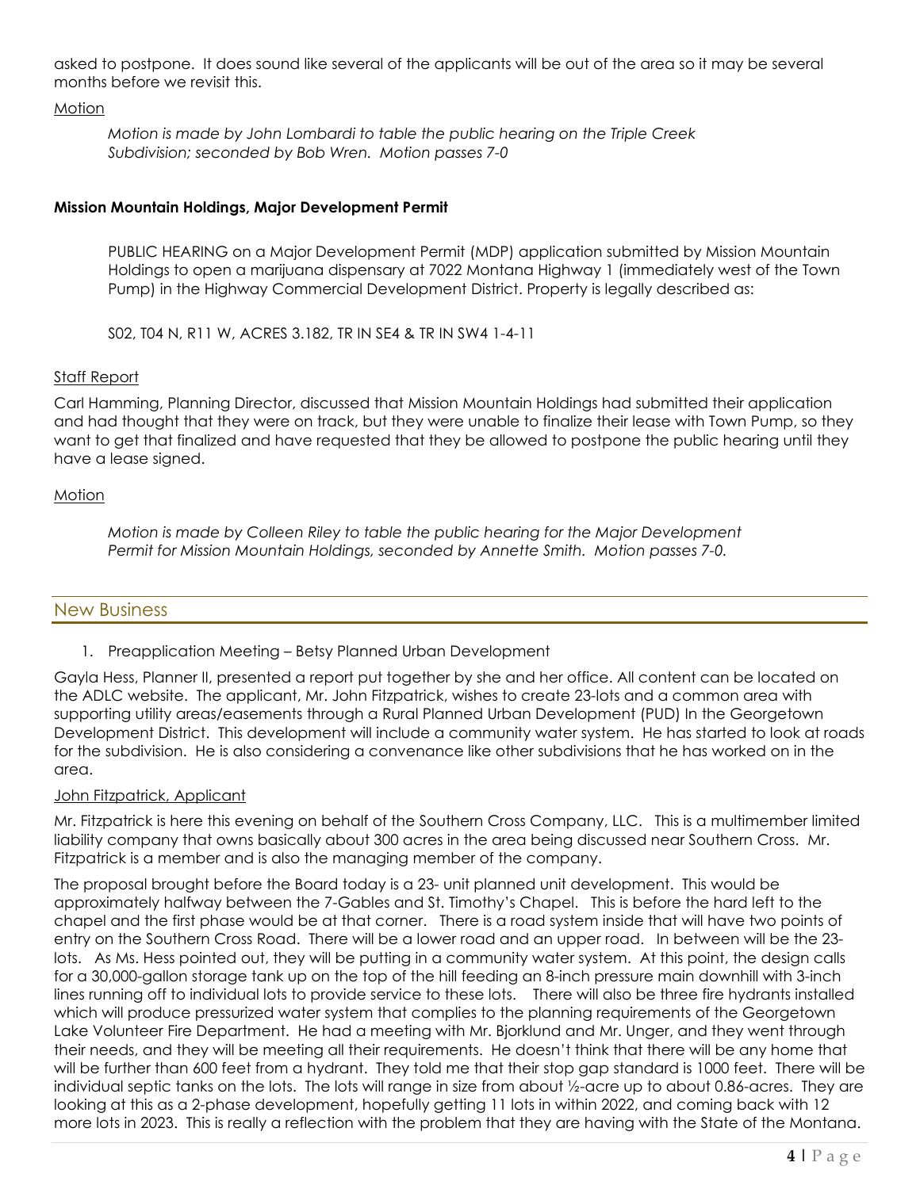asked to postpone. It does sound like several of the applicants will be out of the area so it may be several months before we revisit this.

Motion

*Motion is made by John Lombardi to table the public hearing on the Triple Creek Subdivision; seconded by Bob Wren. Motion passes 7-0*

**Mission Mountain Holdings, Major Development Permit**

PUBLIC HEARING on a Major Development Permit (MDP) application submitted by Mission Mountain Holdings to open a marijuana dispensary at 7022 Montana Highway 1 (immediately west of the Town Pump) in the Highway Commercial Development District. Property is legally described as:

S02, T04 N, R11 W, ACRES 3.182, TR IN SE4 & TR IN SW4 1-4-11

Staff Report

Carl Hamming, Planning Director, discussed that Mission Mountain Holdings had submitted their application and had thought that they were on track, but they were unable to finalize their lease with Town Pump, so they want to get that finalized and have requested that they be allowed to postpone the public hearing until they have a lease signed.

Motion

*Motion is made by Colleen Riley to table the public hearing for the Major Development Permit for Mission Mountain Holdings, seconded by Annette Smith. Motion passes 7-0.*

## New Business

1. Preapplication Meeting – Betsy Planned Urban Development

Gayla Hess, Planner II, presented a report put together by she and her office. All content can be located on the ADLC website. The applicant, Mr. John Fitzpatrick, wishes to create 23-lots and a common area with supporting utility areas/easements through a Rural Planned Urban Development (PUD) In the Georgetown Development District. This development will include a community water system. He has started to look at roads for the subdivision. He is also considering a convenance like other subdivisions that he has worked on in the area.

John Fitzpatrick, Applicant

Mr. Fitzpatrick is here this evening on behalf of the Southern Cross Company, LLC. This is a multimember limited liability company that owns basically about 300 acres in the area being discussed near Southern Cross. Mr. Fitzpatrick is a member and is also the managing member of the company.

The proposal brought before the Board today is a 23- unit planned unit development. This would be approximately halfway between the 7-Gables and St. Timothy's Chapel. This is before the hard left to the chapel and the first phase would be at that corner. There is a road system inside that will have two points of entry on the Southern Cross Road. There will be a lower road and an upper road. In between will be the 23-lots. As Ms. Hess pointed out, they will be putting in a community water system. At this point, the design calls for a 30,000-gallon storage tank up on the top of the hill feeding an 8-inch pressure main downhill with 3-inch lines running off to individual lots to provide service to these lots. There will also be three fire hydrants installed which will produce pressurized water system that complies to the planning requirements of the Georgetown Lake Volunteer Fire Department. He had a meeting with Mr. Bjorklund and Mr. Unger, and they went through their needs, and they will be meeting all their requirements. He doesn't think that there will be any home that will be further than 600 feet from a hydrant. They told me that their stop gap standard is 1000 feet. There will be individual septic tanks on the lots. The lots will range in size from about ½-acre up to about 0.86-acres. They are looking at this as a 2-phase development, hopefully getting 11 lots in within 2022, and coming back with 12 more lots in 2023. This is really a reflection with the problem that they are having with the State of the Montana.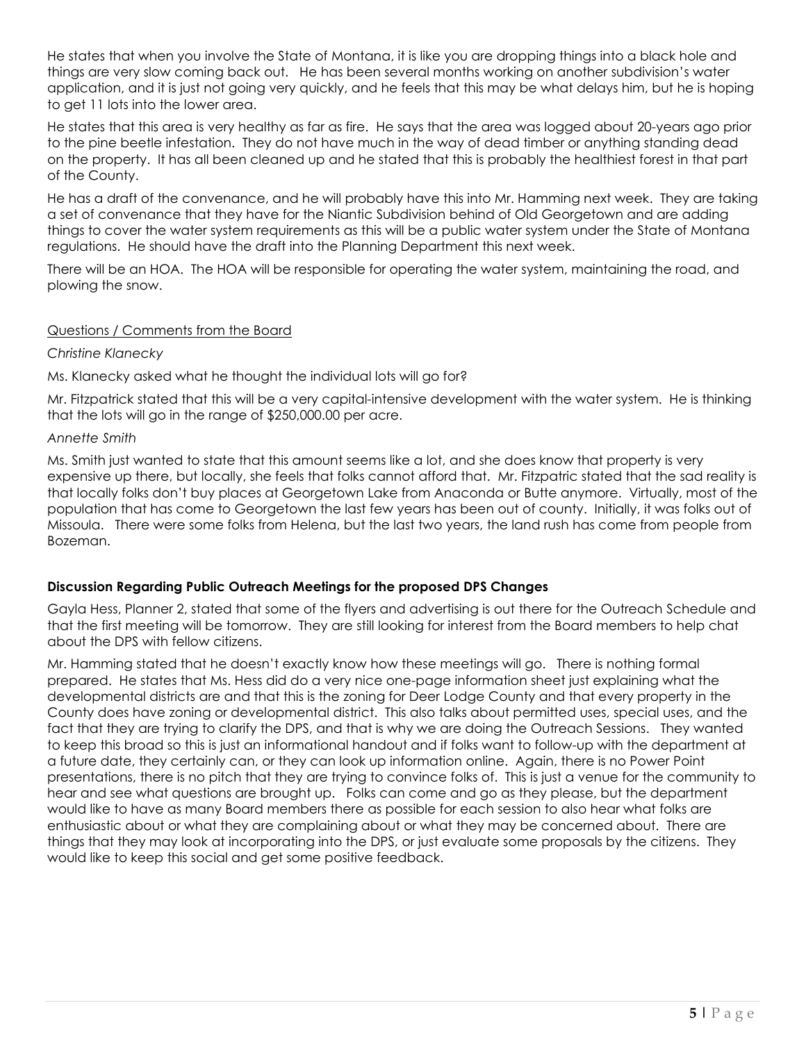He states that when you involve the State of Montana, it is like you are dropping things into a black hole and things are very slow coming back out. He has been several months working on another subdivision's water application, and it is just not going very quickly, and he feels that this may be what delays him, but he is hoping to get 11 lots into the lower area.

He states that this area is very healthy as far as fire. He says that the area was logged about 20-years ago prior to the pine beetle infestation. They do not have much in the way of dead timber or anything standing dead on the property. It has all been cleaned up and he stated that this is probably the healthiest forest in that part of the County.

He has a draft of the convenance, and he will probably have this into Mr. Hamming next week. They are taking a set of convenance that they have for the Niantic Subdivision behind of Old Georgetown and are adding things to cover the water system requirements as this will be a public water system under the State of Montana regulations. He should have the draft into the Planning Department this next week.

There will be an HOA. The HOA will be responsible for operating the water system, maintaining the road, and plowing the snow.

Questions / Comments from the Board

*Christine Klanecky*

Ms. Klanecky asked what he thought the individual lots will go for?

Mr. Fitzpatrick stated that this will be a very capital-intensive development with the water system. He is thinking that the lots will go in the range of $250,000.00 per acre.

*Annette Smith*

Ms. Smith just wanted to state that this amount seems like a lot, and she does know that property is very expensive up there, but locally, she feels that folks cannot afford that. Mr. Fitzpatric stated that the sad reality is that locally folks don't buy places at Georgetown Lake from Anaconda or Butte anymore. Virtually, most of the population that has come to Georgetown the last few years has been out of county. Initially, it was folks out of Missoula. There were some folks from Helena, but the last two years, the land rush has come from people from Bozeman.

**Discussion Regarding Public Outreach Meetings for the proposed DPS Changes**

Gayla Hess, Planner 2, stated that some of the flyers and advertising is out there for the Outreach Schedule and that the first meeting will be tomorrow. They are still looking for interest from the Board members to help chat about the DPS with fellow citizens.

Mr. Hamming stated that he doesn't exactly know how these meetings will go. There is nothing formal prepared. He states that Ms. Hess did do a very nice one-page information sheet just explaining what the developmental districts are and that this is the zoning for Deer Lodge County and that every property in the County does have zoning or developmental district. This also talks about permitted uses, special uses, and the fact that they are trying to clarify the DPS, and that is why we are doing the Outreach Sessions. They wanted to keep this broad so this is just an informational handout and if folks want to follow-up with the department at a future date, they certainly can, or they can look up information online. Again, there is no Power Point presentations, there is no pitch that they are trying to convince folks of. This is just a venue for the community to hear and see what questions are brought up. Folks can come and go as they please, but the department would like to have as many Board members there as possible for each session to also hear what folks are enthusiastic about or what they are complaining about or what they may be concerned about. There are things that they may look at incorporating into the DPS, or just evaluate some proposals by the citizens. They would like to keep this social and get some positive feedback.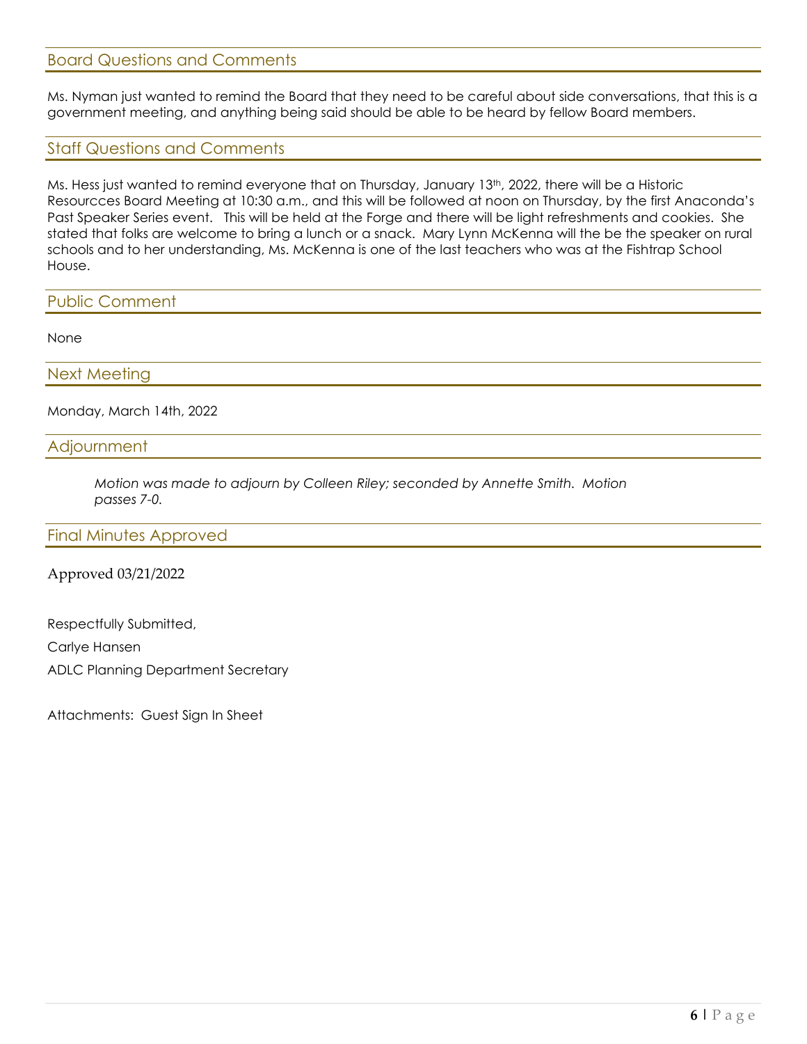## Board Questions and Comments

Ms. Nyman just wanted to remind the Board that they need to be careful about side conversations, that this is a government meeting, and anything being said should be able to be heard by fellow Board members.

## Staff Questions and Comments

Ms. Hess just wanted to remind everyone that on Thursday, January 13th, 2022, there will be a Historic Resourcces Board Meeting at 10:30 a.m., and this will be followed at noon on Thursday, by the first Anaconda's Past Speaker Series event. This will be held at the Forge and there will be light refreshments and cookies. She stated that folks are welcome to bring a lunch or a snack. Mary Lynn McKenna will the be the speaker on rural schools and to her understanding, Ms. McKenna is one of the last teachers who was at the Fishtrap School House.

## Public Comment

None

## Next Meeting

Monday, March 14th, 2022

## Adjournment

> *Motion was made to adjourn by Colleen Riley; seconded by Annette Smith. Motion passes 7-0.*

## Final Minutes Approved

Approved 03/21/2022

Respectfully Submitted,

Carlye Hansen

ADLC Planning Department Secretary

Attachments: Guest Sign In Sheet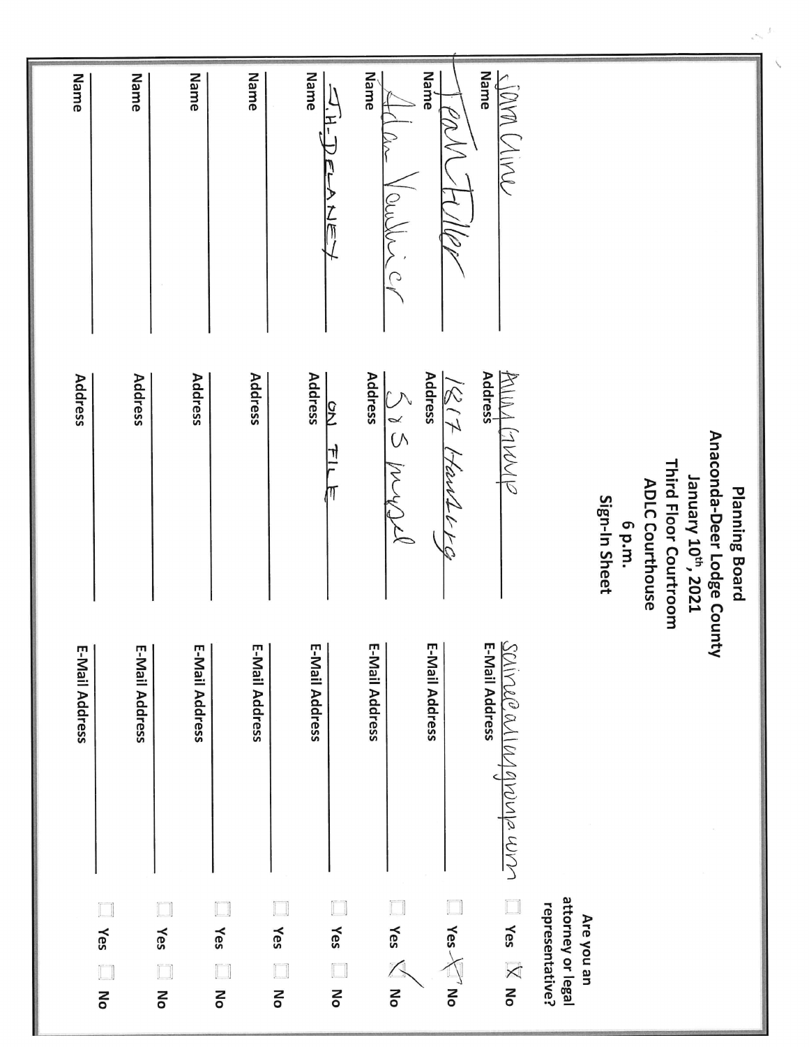**Planning Board**
**Anaconda-Deer Lodge County**
**January 10th, 2021**
**Third Floor Courtroom**
**ADLC Courthouse**
**6 p.m.**
**Sign-In Sheet**

| Name | Address | E-Mail Address | Are you an attorney or legal representative? |
|---|---|---|---|
| Sam Cline | Allum Group | scline@allumgroup.com | Yes ☒ No |
| Jean Tuller | 1817 Hamburg | | Yes ☒ No |
| Adam Vauthier | 303 Maple | | Yes ☑ No |
| J.H. DELANEY | ON FILE | | ☐ Yes ☐ No |
| | | | ☐ Yes ☐ No |
| | | | ☐ Yes ☐ No |
| | | | ☐ Yes ☐ No |
| | | | ☐ Yes ☐ No |